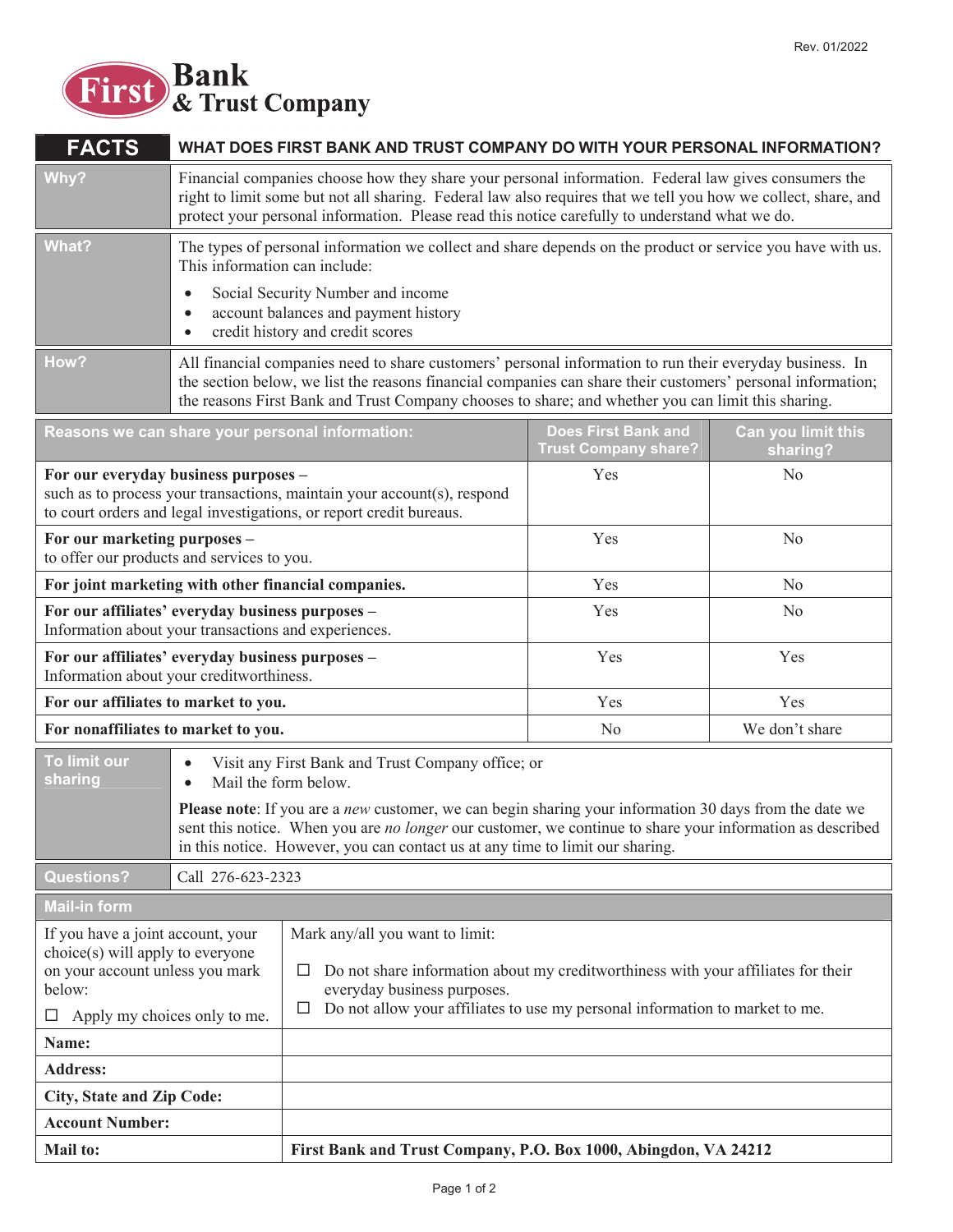Rev. 01/2022

**First Bank & Trust Company**

# FACTS — WHAT DOES FIRST BANK AND TRUST COMPANY DO WITH YOUR PERSONAL INFORMATION?

| | |
|---|---|
| **Why?** | Financial companies choose how they share your personal information. Federal law gives consumers the right to limit some but not all sharing. Federal law also requires that we tell you how we collect, share, and protect your personal information. Please read this notice carefully to understand what we do. |
| **What?** | The types of personal information we collect and share depends on the product or service you have with us. This information can include:<br>• Social Security Number and income<br>• account balances and payment history<br>• credit history and credit scores |
| **How?** | All financial companies need to share customers' personal information to run their everyday business. In the section below, we list the reasons financial companies can share their customers' personal information; the reasons First Bank and Trust Company chooses to share; and whether you can limit this sharing. |

| Reasons we can share your personal information: | Does First Bank and Trust Company share? | Can you limit this sharing? |
|---|---|---|
| **For our everyday business purposes –** such as to process your transactions, maintain your account(s), respond to court orders and legal investigations, or report credit bureaus. | Yes | No |
| **For our marketing purposes –** to offer our products and services to you. | Yes | No |
| **For joint marketing with other financial companies.** | Yes | No |
| **For our affiliates' everyday business purposes –** Information about your transactions and experiences. | Yes | No |
| **For our affiliates' everyday business purposes –** Information about your creditworthiness. | Yes | Yes |
| **For our affiliates to market to you.** | Yes | Yes |
| **For nonaffiliates to market to you.** | No | We don't share |

| | |
|---|---|
| **To limit our sharing** | • Visit any First Bank and Trust Company office; or<br>• Mail the form below.<br><br>**Please note**: If you are a *new* customer, we can begin sharing your information 30 days from the date we sent this notice. When you are *no longer* our customer, we continue to share your information as described in this notice. However, you can contact us at any time to limit our sharing. |
| **Questions?** | Call 276-623-2323 |

**Mail-in form**

| | |
|---|---|
| If you have a joint account, your choice(s) will apply to everyone on your account unless you mark below:<br>☐ Apply my choices only to me. | Mark any/all you want to limit:<br>☐ Do not share information about my creditworthiness with your affiliates for their everyday business purposes.<br>☐ Do not allow your affiliates to use my personal information to market to me. |
| **Name:** | |
| **Address:** | |
| **City, State and Zip Code:** | |
| **Account Number:** | |
| **Mail to:** | **First Bank and Trust Company, P.O. Box 1000, Abingdon, VA 24212** |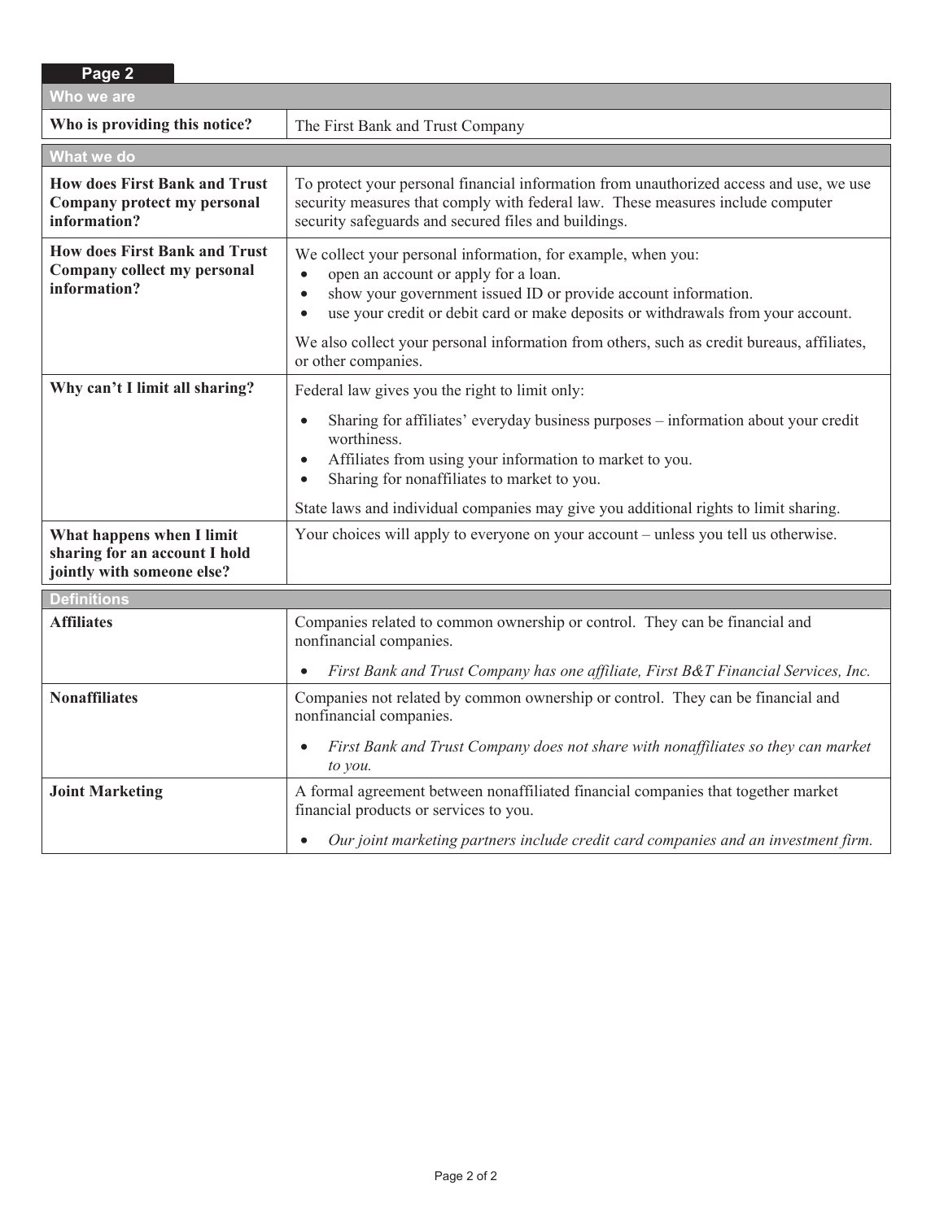**Page 2**

| Who we are | |
|---|---|
| **Who is providing this notice?** | The First Bank and Trust Company |

| What we do | |
|---|---|
| **How does First Bank and Trust Company protect my personal information?** | To protect your personal financial information from unauthorized access and use, we use security measures that comply with federal law. These measures include computer security safeguards and secured files and buildings. |
| **How does First Bank and Trust Company collect my personal information?** | We collect your personal information, for example, when you:<br>• open an account or apply for a loan.<br>• show your government issued ID or provide account information.<br>• use your credit or debit card or make deposits or withdrawals from your account.<br><br>We also collect your personal information from others, such as credit bureaus, affiliates, or other companies. |
| **Why can't I limit all sharing?** | Federal law gives you the right to limit only:<br>• Sharing for affiliates' everyday business purposes – information about your credit worthiness.<br>• Affiliates from using your information to market to you.<br>• Sharing for nonaffiliates to market to you.<br><br>State laws and individual companies may give you additional rights to limit sharing. |
| **What happens when I limit sharing for an account I hold jointly with someone else?** | Your choices will apply to everyone on your account – unless you tell us otherwise. |

| Definitions | |
|---|---|
| **Affiliates** | Companies related to common ownership or control. They can be financial and nonfinancial companies.<br>• *First Bank and Trust Company has one affiliate, First B&T Financial Services, Inc.* |
| **Nonaffiliates** | Companies not related by common ownership or control. They can be financial and nonfinancial companies.<br>• *First Bank and Trust Company does not share with nonaffiliates so they can market to you.* |
| **Joint Marketing** | A formal agreement between nonaffiliated financial companies that together market financial products or services to you.<br>• *Our joint marketing partners include credit card companies and an investment firm.* |